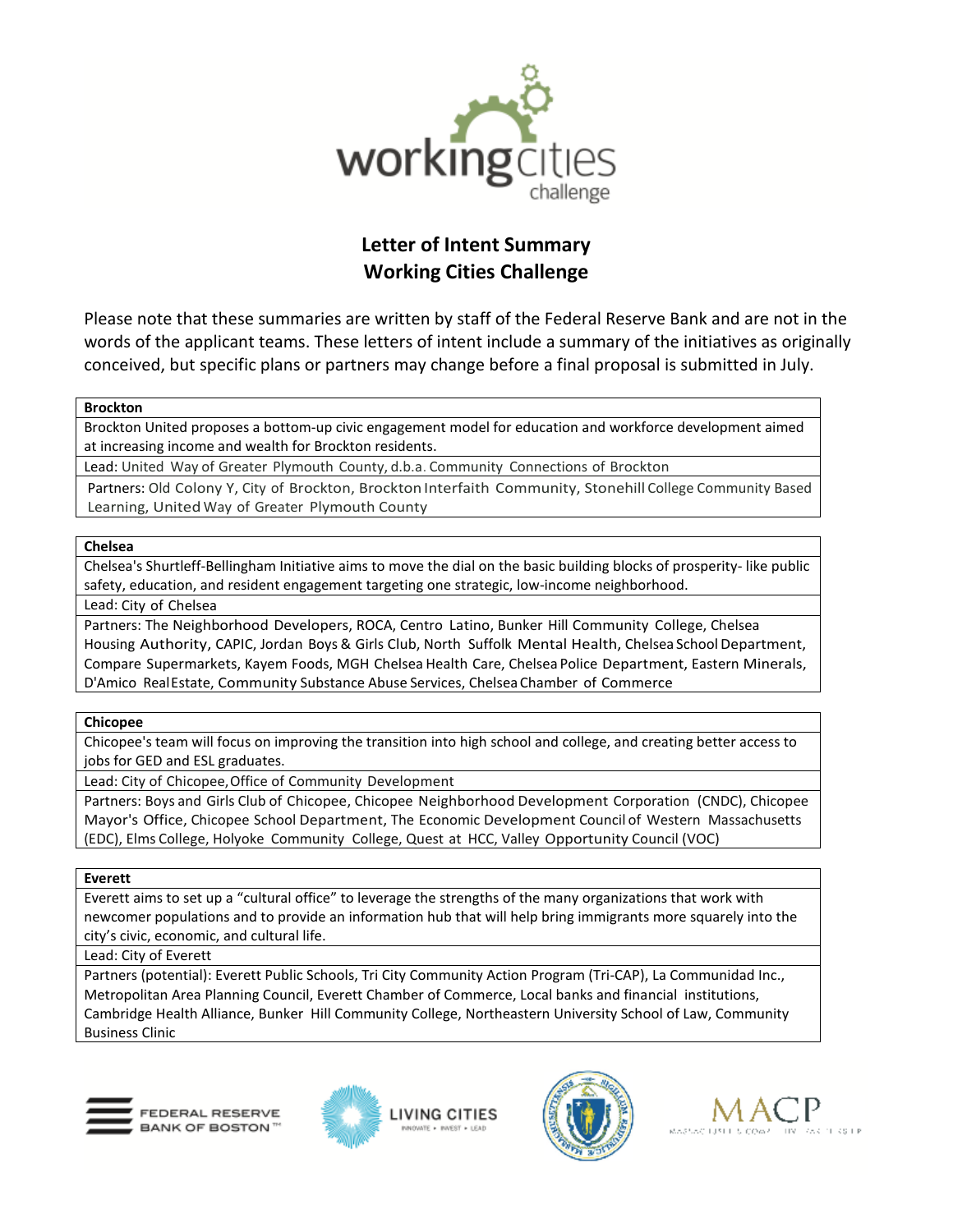# Letter of Intent Summary
# Working Cities Challenge

Please note that these summaries are written by staff of the Federal Reserve Bank and are not in the words of the applicant teams. These letters of intent include a summary of the initiatives as originally conceived, but specific plans or partners may change before a final proposal is submitted in July.

| **Brockton** |
| --- |
| Brockton United proposes a bottom-up civic engagement model for education and workforce development aimed at increasing income and wealth for Brockton residents. |
| Lead: United Way of Greater Plymouth County, d.b.a. Community Connections of Brockton |
| Partners: Old Colony Y, City of Brockton, Brockton Interfaith Community, Stonehill College Community Based Learning, United Way of Greater Plymouth County |

| **Chelsea** |
| --- |
| Chelsea's Shurtleff-Bellingham Initiative aims to move the dial on the basic building blocks of prosperity- like public safety, education, and resident engagement targeting one strategic, low-income neighborhood. |
| Lead: City of Chelsea |
| Partners: The Neighborhood Developers, ROCA, Centro Latino, Bunker Hill Community College, Chelsea Housing Authority, CAPIC, Jordan Boys & Girls Club, North Suffolk Mental Health, Chelsea School Department, Compare Supermarkets, Kayem Foods, MGH Chelsea Health Care, Chelsea Police Department, Eastern Minerals, D'Amico Real Estate, Community Substance Abuse Services, Chelsea Chamber of Commerce |

| **Chicopee** |
| --- |
| Chicopee's team will focus on improving the transition into high school and college, and creating better access to jobs for GED and ESL graduates. |
| Lead: City of Chicopee, Office of Community Development |
| Partners: Boys and Girls Club of Chicopee, Chicopee Neighborhood Development Corporation (CNDC), Chicopee Mayor's Office, Chicopee School Department, The Economic Development Council of Western Massachusetts (EDC), Elms College, Holyoke Community College, Quest at HCC, Valley Opportunity Council (VOC) |

| **Everett** |
| --- |
| Everett aims to set up a "cultural office" to leverage the strengths of the many organizations that work with newcomer populations and to provide an information hub that will help bring immigrants more squarely into the city's civic, economic, and cultural life. |
| Lead: City of Everett |
| Partners (potential): Everett Public Schools, Tri City Community Action Program (Tri-CAP), La Communidad Inc., Metropolitan Area Planning Council, Everett Chamber of Commerce, Local banks and financial institutions, Cambridge Health Alliance, Bunker Hill Community College, Northeastern University School of Law, Community Business Clinic |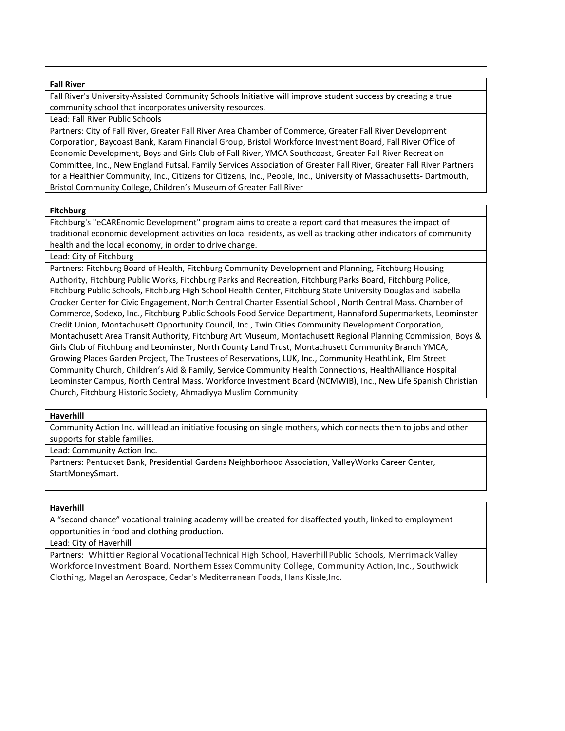**Fall River**

Fall River's University-Assisted Community Schools Initiative will improve student success by creating a true community school that incorporates university resources.

Lead: Fall River Public Schools

Partners: City of Fall River, Greater Fall River Area Chamber of Commerce, Greater Fall River Development Corporation, Baycoast Bank, Karam Financial Group, Bristol Workforce Investment Board, Fall River Office of Economic Development, Boys and Girls Club of Fall River, YMCA Southcoast, Greater Fall River Recreation Committee, Inc., New England Futsal, Family Services Association of Greater Fall River, Greater Fall River Partners for a Healthier Community, Inc., Citizens for Citizens, Inc., People, Inc., University of Massachusetts- Dartmouth, Bristol Community College, Children's Museum of Greater Fall River

**Fitchburg**

Fitchburg's "eCAREnomic Development" program aims to create a report card that measures the impact of traditional economic development activities on local residents, as well as tracking other indicators of community health and the local economy, in order to drive change.

Lead: City of Fitchburg

Partners: Fitchburg Board of Health, Fitchburg Community Development and Planning, Fitchburg Housing Authority, Fitchburg Public Works, Fitchburg Parks and Recreation, Fitchburg Parks Board, Fitchburg Police, Fitchburg Public Schools, Fitchburg High School Health Center, Fitchburg State University Douglas and Isabella Crocker Center for Civic Engagement, North Central Charter Essential School , North Central Mass. Chamber of Commerce, Sodexo, Inc., Fitchburg Public Schools Food Service Department, Hannaford Supermarkets, Leominster Credit Union, Montachusett Opportunity Council, Inc., Twin Cities Community Development Corporation, Montachusett Area Transit Authority, Fitchburg Art Museum, Montachusett Regional Planning Commission, Boys & Girls Club of Fitchburg and Leominster, North County Land Trust, Montachusett Community Branch YMCA, Growing Places Garden Project, The Trustees of Reservations, LUK, Inc., Community HeathLink, Elm Street Community Church, Children's Aid & Family, Service Community Health Connections, HealthAlliance Hospital Leominster Campus, North Central Mass. Workforce Investment Board (NCMWIB), Inc., New Life Spanish Christian Church, Fitchburg Historic Society, Ahmadiyya Muslim Community

**Haverhill**

Community Action Inc. will lead an initiative focusing on single mothers, which connects them to jobs and other supports for stable families.

Lead: Community Action Inc.

Partners: Pentucket Bank, Presidential Gardens Neighborhood Association, ValleyWorks Career Center, StartMoneySmart.

**Haverhill**

A "second chance" vocational training academy will be created for disaffected youth, linked to employment opportunities in food and clothing production.

Lead: City of Haverhill

Partners: Whittier Regional VocationalTechnical High School, Haverhill Public Schools, Merrimack Valley Workforce Investment Board, Northern Essex Community College, Community Action, Inc., Southwick Clothing, Magellan Aerospace, Cedar's Mediterranean Foods, Hans Kissle,Inc.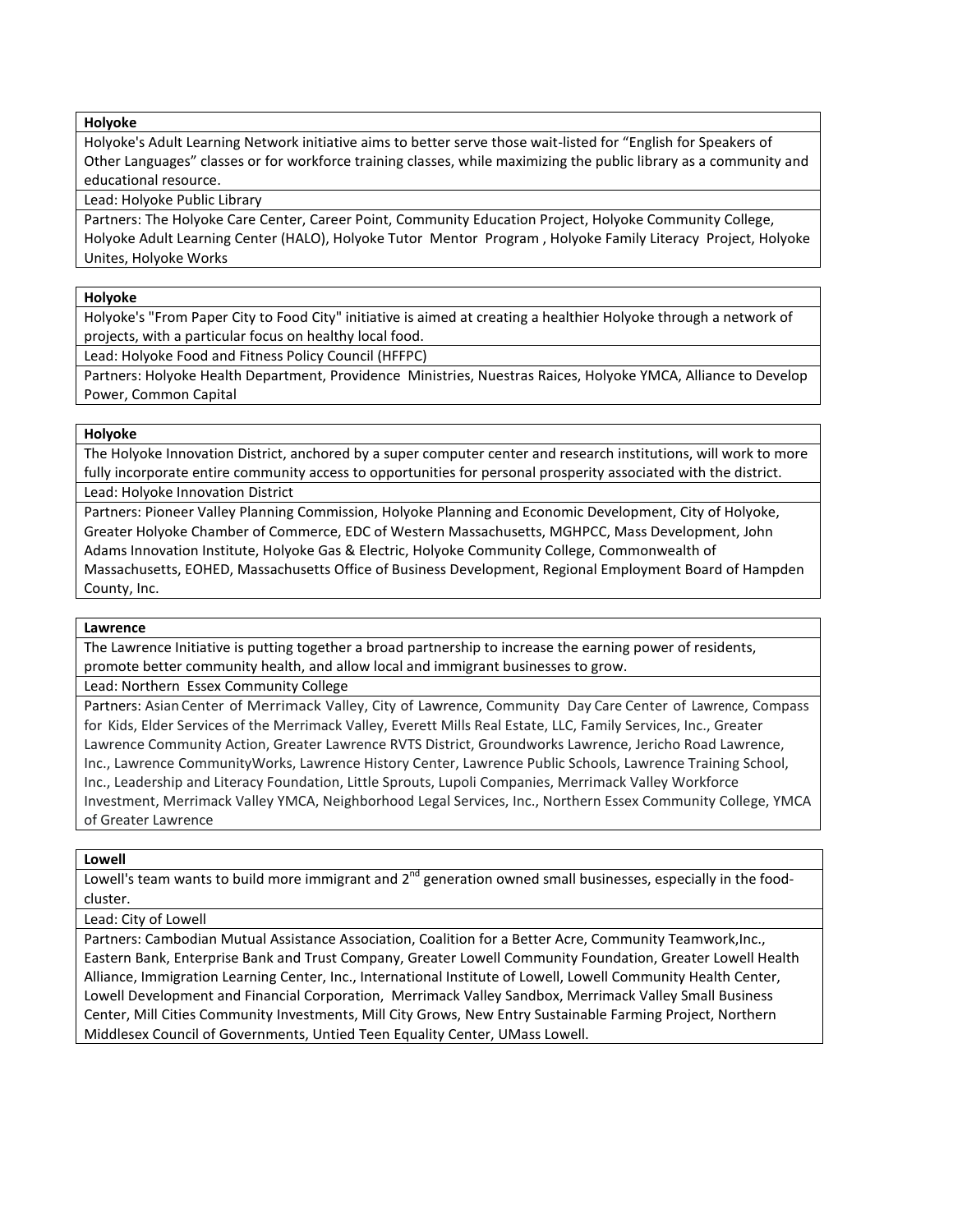**Holyoke**

Holyoke's Adult Learning Network initiative aims to better serve those wait-listed for "English for Speakers of Other Languages" classes or for workforce training classes, while maximizing the public library as a community and educational resource.

Lead: Holyoke Public Library

Partners: The Holyoke Care Center, Career Point, Community Education Project, Holyoke Community College, Holyoke Adult Learning Center (HALO), Holyoke Tutor Mentor Program , Holyoke Family Literacy Project, Holyoke Unites, Holyoke Works

**Holyoke**

Holyoke's "From Paper City to Food City" initiative is aimed at creating a healthier Holyoke through a network of projects, with a particular focus on healthy local food.

Lead: Holyoke Food and Fitness Policy Council (HFFPC)

Partners: Holyoke Health Department, Providence Ministries, Nuestras Raices, Holyoke YMCA, Alliance to Develop Power, Common Capital

**Holyoke**

The Holyoke Innovation District, anchored by a super computer center and research institutions, will work to more fully incorporate entire community access to opportunities for personal prosperity associated with the district.

Lead: Holyoke Innovation District

Partners: Pioneer Valley Planning Commission, Holyoke Planning and Economic Development, City of Holyoke, Greater Holyoke Chamber of Commerce, EDC of Western Massachusetts, MGHPCC, Mass Development, John Adams Innovation Institute, Holyoke Gas & Electric, Holyoke Community College, Commonwealth of Massachusetts, EOHED, Massachusetts Office of Business Development, Regional Employment Board of Hampden County, Inc.

**Lawrence**

The Lawrence Initiative is putting together a broad partnership to increase the earning power of residents, promote better community health, and allow local and immigrant businesses to grow.

Lead: Northern Essex Community College

Partners: Asian Center of Merrimack Valley, City of Lawrence, Community Day Care Center of Lawrence, Compass for Kids, Elder Services of the Merrimack Valley, Everett Mills Real Estate, LLC, Family Services, Inc., Greater Lawrence Community Action, Greater Lawrence RVTS District, Groundworks Lawrence, Jericho Road Lawrence, Inc., Lawrence CommunityWorks, Lawrence History Center, Lawrence Public Schools, Lawrence Training School, Inc., Leadership and Literacy Foundation, Little Sprouts, Lupoli Companies, Merrimack Valley Workforce Investment, Merrimack Valley YMCA, Neighborhood Legal Services, Inc., Northern Essex Community College, YMCA of Greater Lawrence

**Lowell**

Lowell's team wants to build more immigrant and 2nd generation owned small businesses, especially in the food-cluster.

Lead: City of Lowell

Partners: Cambodian Mutual Assistance Association, Coalition for a Better Acre, Community Teamwork,Inc., Eastern Bank, Enterprise Bank and Trust Company, Greater Lowell Community Foundation, Greater Lowell Health Alliance, Immigration Learning Center, Inc., International Institute of Lowell, Lowell Community Health Center, Lowell Development and Financial Corporation, Merrimack Valley Sandbox, Merrimack Valley Small Business Center, Mill Cities Community Investments, Mill City Grows, New Entry Sustainable Farming Project, Northern Middlesex Council of Governments, Untied Teen Equality Center, UMass Lowell.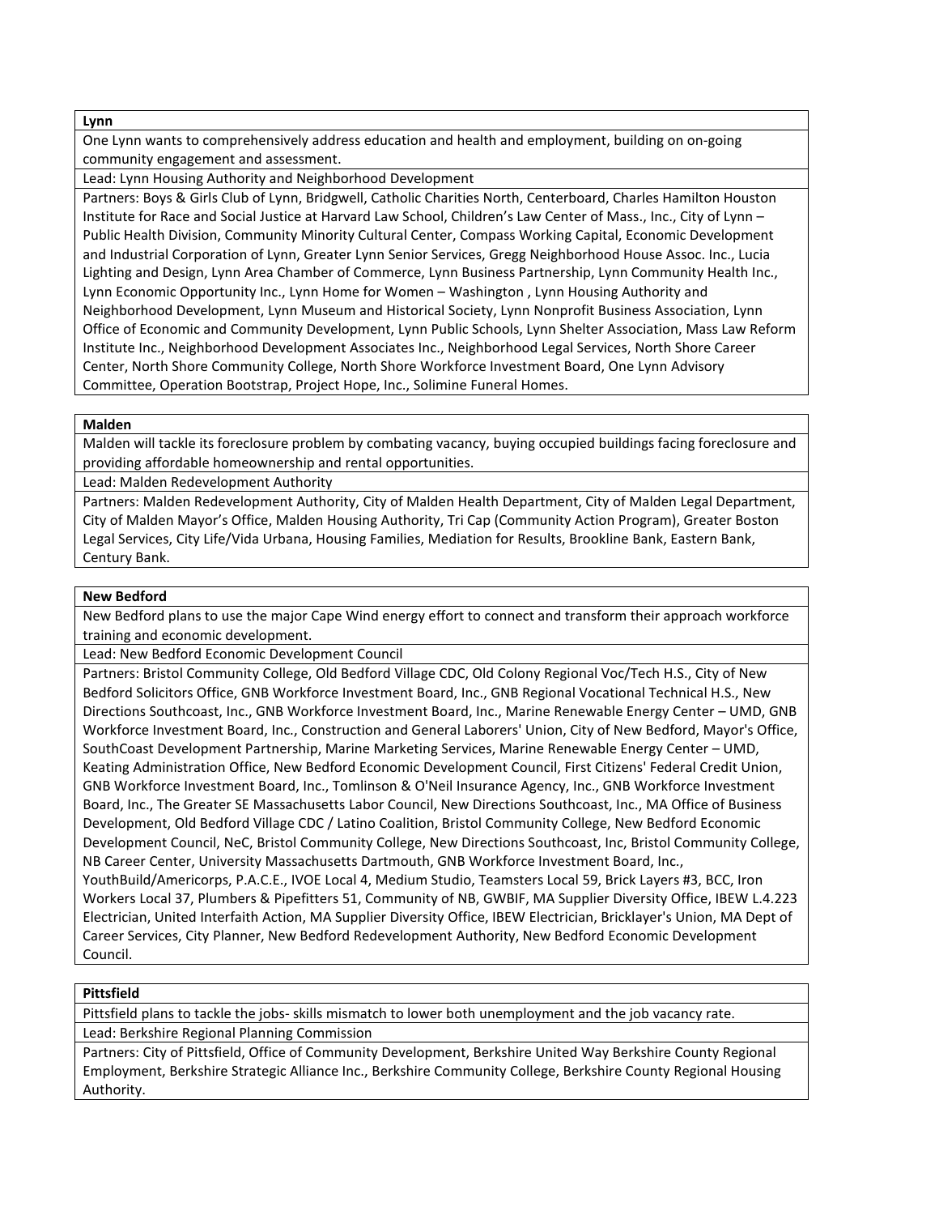**Lynn**

One Lynn wants to comprehensively address education and health and employment, building on on-going community engagement and assessment.

Lead: Lynn Housing Authority and Neighborhood Development

Partners: Boys & Girls Club of Lynn, Bridgwell, Catholic Charities North, Centerboard, Charles Hamilton Houston Institute for Race and Social Justice at Harvard Law School, Children's Law Center of Mass., Inc., City of Lynn – Public Health Division, Community Minority Cultural Center, Compass Working Capital, Economic Development and Industrial Corporation of Lynn, Greater Lynn Senior Services, Gregg Neighborhood House Assoc. Inc., Lucia Lighting and Design, Lynn Area Chamber of Commerce, Lynn Business Partnership, Lynn Community Health Inc., Lynn Economic Opportunity Inc., Lynn Home for Women – Washington , Lynn Housing Authority and Neighborhood Development, Lynn Museum and Historical Society, Lynn Nonprofit Business Association, Lynn Office of Economic and Community Development, Lynn Public Schools, Lynn Shelter Association, Mass Law Reform Institute Inc., Neighborhood Development Associates Inc., Neighborhood Legal Services, North Shore Career Center, North Shore Community College, North Shore Workforce Investment Board, One Lynn Advisory Committee, Operation Bootstrap, Project Hope, Inc., Solimine Funeral Homes.

**Malden**

Malden will tackle its foreclosure problem by combating vacancy, buying occupied buildings facing foreclosure and providing affordable homeownership and rental opportunities.

Lead: Malden Redevelopment Authority

Partners: Malden Redevelopment Authority, City of Malden Health Department, City of Malden Legal Department, City of Malden Mayor's Office, Malden Housing Authority, Tri Cap (Community Action Program), Greater Boston Legal Services, City Life/Vida Urbana, Housing Families, Mediation for Results, Brookline Bank, Eastern Bank, Century Bank.

**New Bedford**

New Bedford plans to use the major Cape Wind energy effort to connect and transform their approach workforce training and economic development.

Lead: New Bedford Economic Development Council

Partners: Bristol Community College, Old Bedford Village CDC, Old Colony Regional Voc/Tech H.S., City of New Bedford Solicitors Office, GNB Workforce Investment Board, Inc., GNB Regional Vocational Technical H.S., New Directions Southcoast, Inc., GNB Workforce Investment Board, Inc., Marine Renewable Energy Center – UMD, GNB Workforce Investment Board, Inc., Construction and General Laborers' Union, City of New Bedford, Mayor's Office, SouthCoast Development Partnership, Marine Marketing Services, Marine Renewable Energy Center – UMD, Keating Administration Office, New Bedford Economic Development Council, First Citizens' Federal Credit Union, GNB Workforce Investment Board, Inc., Tomlinson & O'Neil Insurance Agency, Inc., GNB Workforce Investment Board, Inc., The Greater SE Massachusetts Labor Council, New Directions Southcoast, Inc., MA Office of Business Development, Old Bedford Village CDC / Latino Coalition, Bristol Community College, New Bedford Economic Development Council, NeC, Bristol Community College, New Directions Southcoast, Inc, Bristol Community College, NB Career Center, University Massachusetts Dartmouth, GNB Workforce Investment Board, Inc., YouthBuild/Americorps, P.A.C.E., IVOE Local 4, Medium Studio, Teamsters Local 59, Brick Layers #3, BCC, Iron Workers Local 37, Plumbers & Pipefitters 51, Community of NB, GWBIF, MA Supplier Diversity Office, IBEW L.4.223 Electrician, United Interfaith Action, MA Supplier Diversity Office, IBEW Electrician, Bricklayer's Union, MA Dept of Career Services, City Planner, New Bedford Redevelopment Authority, New Bedford Economic Development Council.

**Pittsfield**

Pittsfield plans to tackle the jobs- skills mismatch to lower both unemployment and the job vacancy rate.

Lead: Berkshire Regional Planning Commission

Partners: City of Pittsfield, Office of Community Development, Berkshire United Way Berkshire County Regional Employment, Berkshire Strategic Alliance Inc., Berkshire Community College, Berkshire County Regional Housing Authority.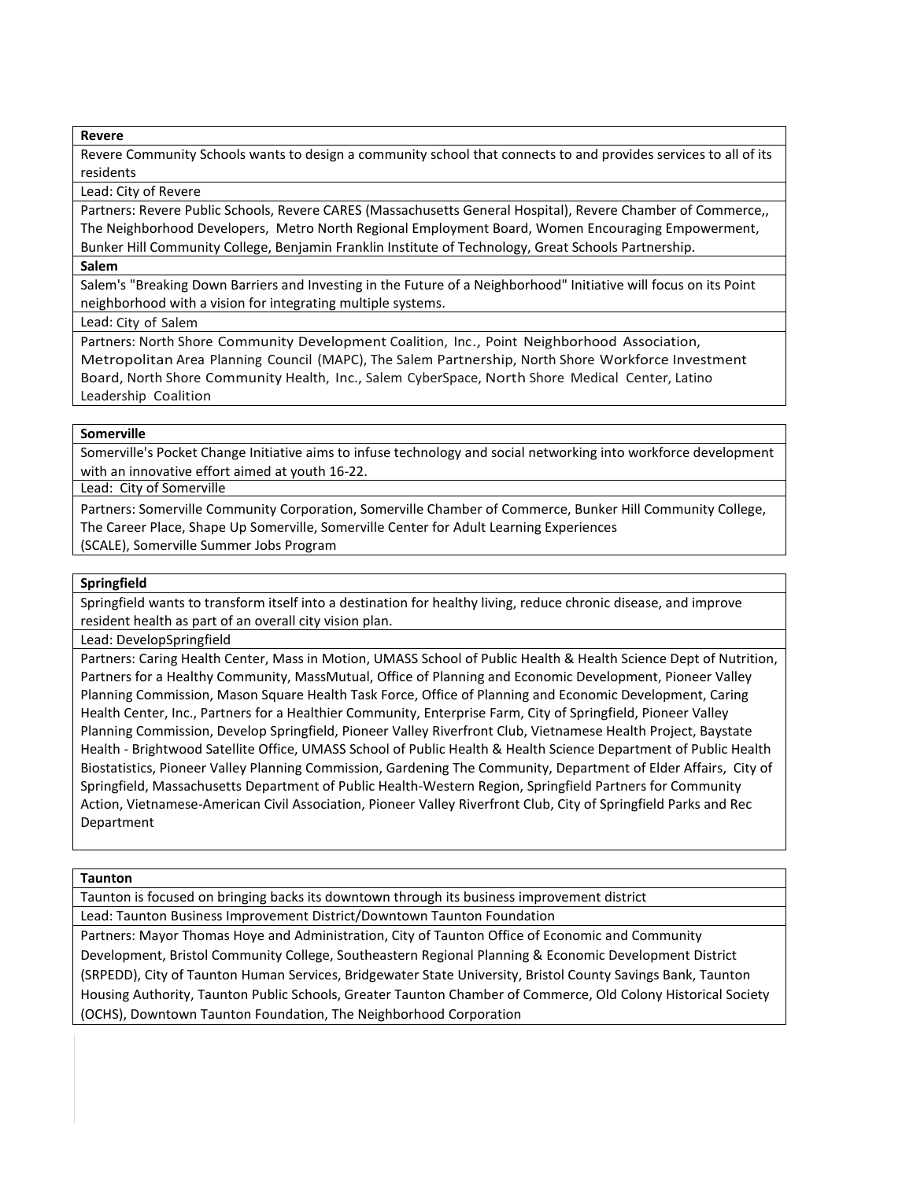**Revere**

Revere Community Schools wants to design a community school that connects to and provides services to all of its residents

Lead: City of Revere

Partners: Revere Public Schools, Revere CARES (Massachusetts General Hospital), Revere Chamber of Commerce,, The Neighborhood Developers, Metro North Regional Employment Board, Women Encouraging Empowerment, Bunker Hill Community College, Benjamin Franklin Institute of Technology, Great Schools Partnership.

**Salem**

Salem's "Breaking Down Barriers and Investing in the Future of a Neighborhood" Initiative will focus on its Point neighborhood with a vision for integrating multiple systems.

Lead: City of Salem

Partners: North Shore Community Development Coalition, Inc., Point Neighborhood Association, Metropolitan Area Planning Council (MAPC), The Salem Partnership, North Shore Workforce Investment Board, North Shore Community Health, Inc., Salem CyberSpace, North Shore Medical Center, Latino Leadership Coalition

**Somerville**

Somerville's Pocket Change Initiative aims to infuse technology and social networking into workforce development with an innovative effort aimed at youth 16-22.

Lead: City of Somerville

Partners: Somerville Community Corporation, Somerville Chamber of Commerce, Bunker Hill Community College, The Career Place, Shape Up Somerville, Somerville Center for Adult Learning Experiences (SCALE), Somerville Summer Jobs Program

**Springfield**

Springfield wants to transform itself into a destination for healthy living, reduce chronic disease, and improve resident health as part of an overall city vision plan.

Lead: DevelopSpringfield

Partners: Caring Health Center, Mass in Motion, UMASS School of Public Health & Health Science Dept of Nutrition, Partners for a Healthy Community, MassMutual, Office of Planning and Economic Development, Pioneer Valley Planning Commission, Mason Square Health Task Force, Office of Planning and Economic Development, Caring Health Center, Inc., Partners for a Healthier Community, Enterprise Farm, City of Springfield, Pioneer Valley Planning Commission, Develop Springfield, Pioneer Valley Riverfront Club, Vietnamese Health Project, Baystate Health - Brightwood Satellite Office, UMASS School of Public Health & Health Science Department of Public Health Biostatistics, Pioneer Valley Planning Commission, Gardening The Community, Department of Elder Affairs, City of Springfield, Massachusetts Department of Public Health-Western Region, Springfield Partners for Community Action, Vietnamese-American Civil Association, Pioneer Valley Riverfront Club, City of Springfield Parks and Rec Department

**Taunton**

Taunton is focused on bringing backs its downtown through its business improvement district

Lead: Taunton Business Improvement District/Downtown Taunton Foundation

Partners: Mayor Thomas Hoye and Administration, City of Taunton Office of Economic and Community Development, Bristol Community College, Southeastern Regional Planning & Economic Development District (SRPEDD), City of Taunton Human Services, Bridgewater State University, Bristol County Savings Bank, Taunton Housing Authority, Taunton Public Schools, Greater Taunton Chamber of Commerce, Old Colony Historical Society (OCHS), Downtown Taunton Foundation, The Neighborhood Corporation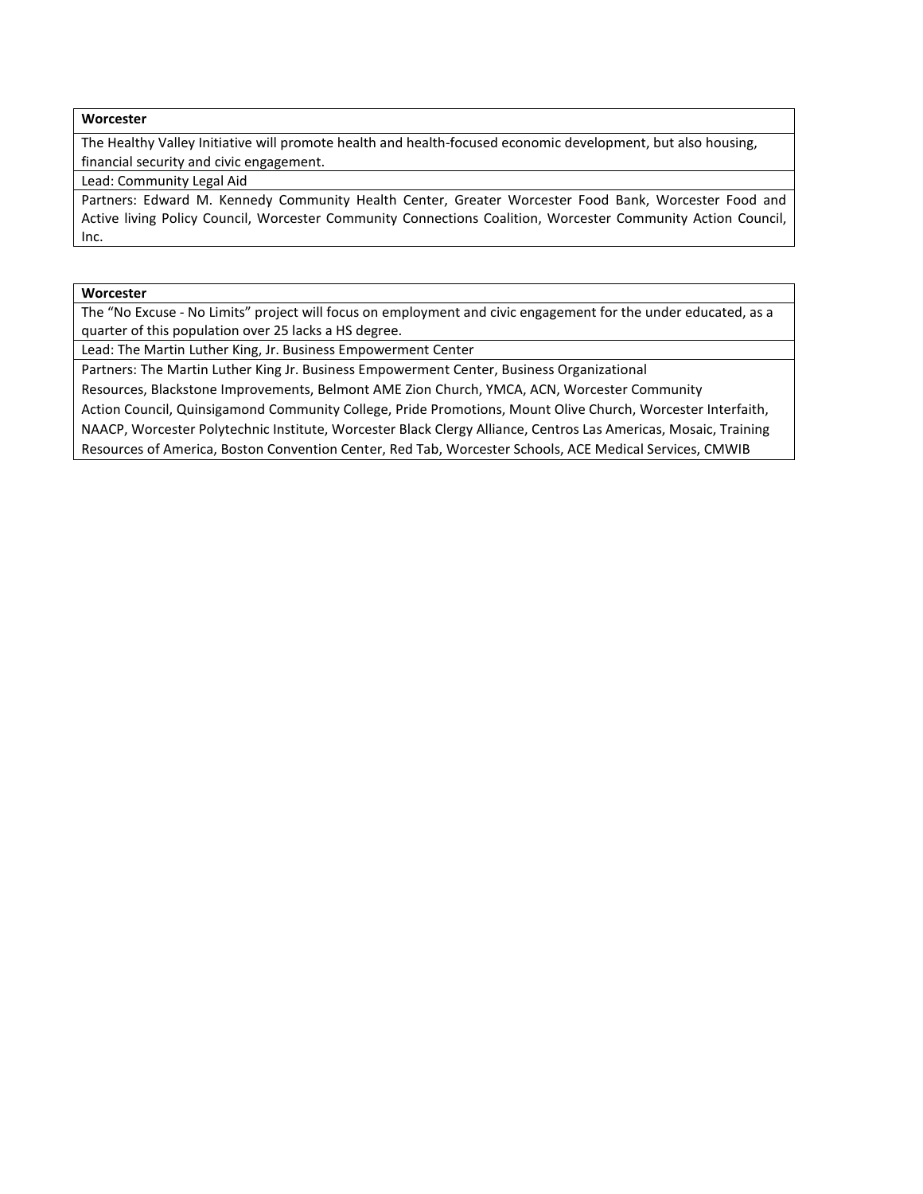| **Worcester** |
|---|
| The Healthy Valley Initiative will promote health and health-focused economic development, but also housing, financial security and civic engagement. |
| Lead: Community Legal Aid |
| Partners: Edward M. Kennedy Community Health Center, Greater Worcester Food Bank, Worcester Food and Active living Policy Council, Worcester Community Connections Coalition, Worcester Community Action Council, Inc. |

| **Worcester** |
|---|
| The "No Excuse - No Limits" project will focus on employment and civic engagement for the under educated, as a quarter of this population over 25 lacks a HS degree. |
| Lead: The Martin Luther King, Jr. Business Empowerment Center |
| Partners: The Martin Luther King Jr. Business Empowerment Center, Business Organizational Resources, Blackstone Improvements, Belmont AME Zion Church, YMCA, ACN, Worcester Community Action Council, Quinsigamond Community College, Pride Promotions, Mount Olive Church, Worcester Interfaith, NAACP, Worcester Polytechnic Institute, Worcester Black Clergy Alliance, Centros Las Americas, Mosaic, Training Resources of America, Boston Convention Center, Red Tab, Worcester Schools, ACE Medical Services, CMWIB |